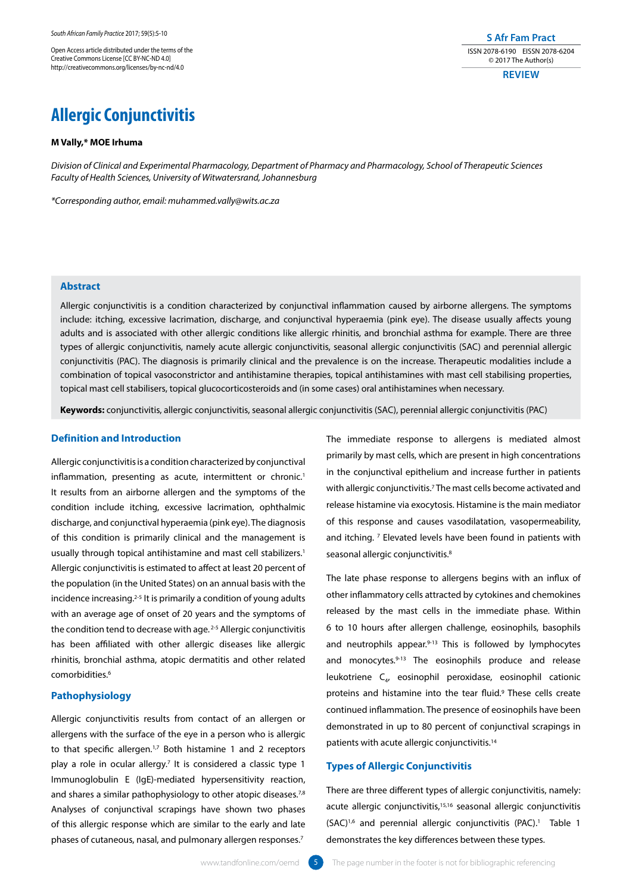Open Access article distributed under the terms of the Creative Commons License [CC BY-NC-ND 4.0] http://creativecommons.org/licenses/by-nc-nd/4.0

ISSN 2078-6190 EISSN 2078-6204
© 2017 The Author(s)

REVIEW

# Allergic Conjunctivitis

**M Vally,* MOE Irhuma**

*Division of Clinical and Experimental Pharmacology, Department of Pharmacy and Pharmacology, School of Therapeutic Sciences Faculty of Health Sciences, University of Witwatersrand, Johannesburg*

*\*Corresponding author, email: muhammed.vally@wits.ac.za*

## Abstract

Allergic conjunctivitis is a condition characterized by conjunctival inflammation caused by airborne allergens. The symptoms include: itching, excessive lacrimation, discharge, and conjunctival hyperaemia (pink eye). The disease usually affects young adults and is associated with other allergic conditions like allergic rhinitis, and bronchial asthma for example. There are three types of allergic conjunctivitis, namely acute allergic conjunctivitis, seasonal allergic conjunctivitis (SAC) and perennial allergic conjunctivitis (PAC). The diagnosis is primarily clinical and the prevalence is on the increase. Therapeutic modalities include a combination of topical vasoconstrictor and antihistamine therapies, topical antihistamines with mast cell stabilising properties, topical mast cell stabilisers, topical glucocorticosteroids and (in some cases) oral antihistamines when necessary.

**Keywords:** conjunctivitis, allergic conjunctivitis, seasonal allergic conjunctivitis (SAC), perennial allergic conjunctivitis (PAC)

## Definition and Introduction

Allergic conjunctivitis is a condition characterized by conjunctival inflammation, presenting as acute, intermittent or chronic.[1] It results from an airborne allergen and the symptoms of the condition include itching, excessive lacrimation, ophthalmic discharge, and conjunctival hyperaemia (pink eye). The diagnosis of this condition is primarily clinical and the management is usually through topical antihistamine and mast cell stabilizers.[1] Allergic conjunctivitis is estimated to affect at least 20 percent of the population (in the United States) on an annual basis with the incidence increasing.[2-5] It is primarily a condition of young adults with an average age of onset of 20 years and the symptoms of the condition tend to decrease with age.[2-5] Allergic conjunctivitis has been affiliated with other allergic diseases like allergic rhinitis, bronchial asthma, atopic dermatitis and other related comorbidities.[6]

## Pathophysiology

Allergic conjunctivitis results from contact of an allergen or allergens with the surface of the eye in a person who is allergic to that specific allergen.[1,7] Both histamine 1 and 2 receptors play a role in ocular allergy.[7] It is considered a classic type 1 Immunoglobulin E (IgE)-mediated hypersensitivity reaction, and shares a similar pathophysiology to other atopic diseases.[7,8] Analyses of conjunctival scrapings have shown two phases of this allergic response which are similar to the early and late phases of cutaneous, nasal, and pulmonary allergen responses.[7]

The immediate response to allergens is mediated almost primarily by mast cells, which are present in high concentrations in the conjunctival epithelium and increase further in patients with allergic conjunctivitis.[7] The mast cells become activated and release histamine via exocytosis. Histamine is the main mediator of this response and causes vasodilatation, vasopermeability, and itching.[7] Elevated levels have been found in patients with seasonal allergic conjunctivitis.[8]

The late phase response to allergens begins with an influx of other inflammatory cells attracted by cytokines and chemokines released by the mast cells in the immediate phase. Within 6 to 10 hours after allergen challenge, eosinophils, basophils and neutrophils appear.[9-13] This is followed by lymphocytes and monocytes.[9-13] The eosinophils produce and release leukotriene $C_4$, eosinophil peroxidase, eosinophil cationic proteins and histamine into the tear fluid.[9] These cells create continued inflammation. The presence of eosinophils have been demonstrated in up to 80 percent of conjunctival scrapings in patients with acute allergic conjunctivitis.[14]

## Types of Allergic Conjunctivitis

There are three different types of allergic conjunctivitis, namely: acute allergic conjunctivitis,[15,16] seasonal allergic conjunctivitis (SAC)[1,6] and perennial allergic conjunctivitis (PAC).[1] Table 1 demonstrates the key differences between these types.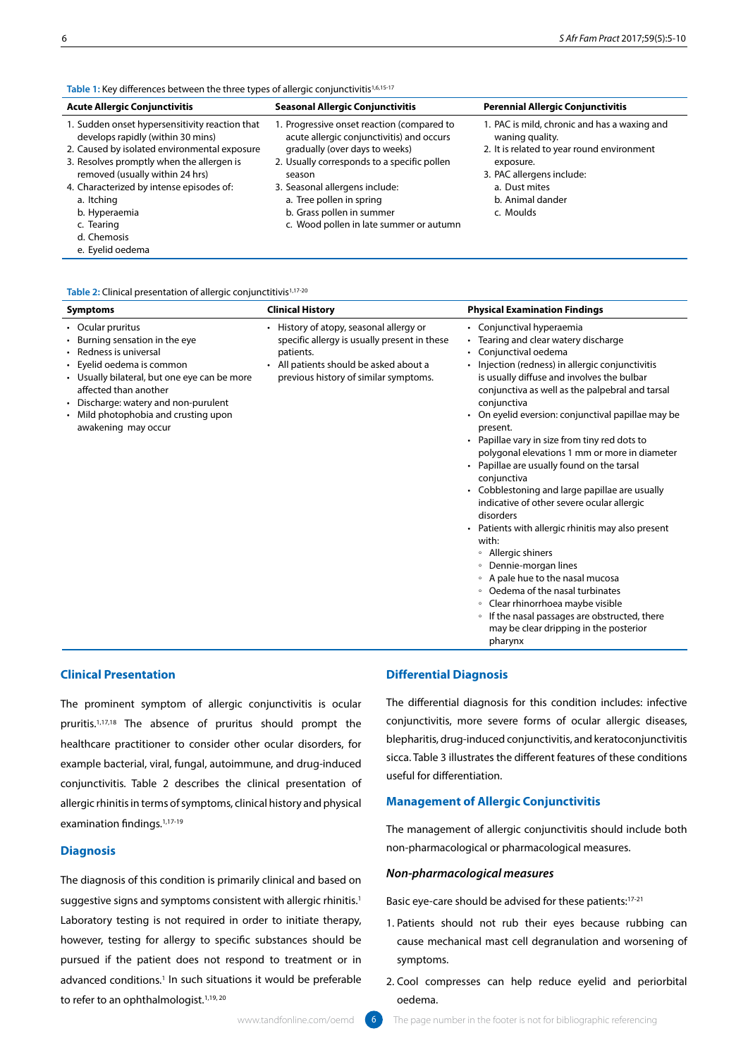**Table 1:** Key differences between the three types of allergic conjunctivitis[1,6,15-17]

| Acute Allergic Conjunctivitis | Seasonal Allergic Conjunctivitis | Perennial Allergic Conjunctivitis |
|---|---|---|
| 1. Sudden onset hypersensitivity reaction that develops rapidly (within 30 mins)<br>2. Caused by isolated environmental exposure<br>3. Resolves promptly when the allergen is removed (usually within 24 hrs)<br>4. Characterized by intense episodes of:<br>a. Itching<br>b. Hyperaemia<br>c. Tearing<br>d. Chemosis<br>e. Eyelid oedema | 1. Progressive onset reaction (compared to acute allergic conjunctivitis) and occurs gradually (over days to weeks)<br>2. Usually corresponds to a specific pollen season<br>3. Seasonal allergens include:<br>a. Tree pollen in spring<br>b. Grass pollen in summer<br>c. Wood pollen in late summer or autumn | 1. PAC is mild, chronic and has a waxing and waning quality.<br>2. It is related to year round environment exposure.<br>3. PAC allergens include:<br>a. Dust mites<br>b. Animal dander<br>c. Moulds |

**Table 2:** Clinical presentation of allergic conjunctivitis[1,17-20]

| Symptoms | Clinical History | Physical Examination Findings |
|---|---|---|
| • Ocular pruritus<br>• Burning sensation in the eye<br>• Redness is universal<br>• Eyelid oedema is common<br>• Usually bilateral, but one eye can be more affected than another<br>• Discharge: watery and non-purulent<br>• Mild photophobia and crusting upon awakening may occur | • History of atopy, seasonal allergy or specific allergy is usually present in these patients.<br>• All patients should be asked about a previous history of similar symptoms. | • Conjunctival hyperaemia<br>• Tearing and clear watery discharge<br>• Conjunctival oedema<br>• Injection (redness) in allergic conjunctivitis is usually diffuse and involves the bulbar conjunctiva as well as the palpebral and tarsal conjunctiva<br>• On eyelid eversion: conjunctival papillae may be present.<br>• Papillae vary in size from tiny red dots to polygonal elevations 1 mm or more in diameter<br>• Papillae are usually found on the tarsal conjunctiva<br>• Cobblestoning and large papillae are usually indicative of other severe ocular allergic disorders<br>• Patients with allergic rhinitis may also present with:<br>◦ Allergic shiners<br>◦ Dennie-morgan lines<br>◦ A pale hue to the nasal mucosa<br>◦ Oedema of the nasal turbinates<br>◦ Clear rhinorrhoea maybe visible<br>◦ If the nasal passages are obstructed, there may be clear dripping in the posterior pharynx |

## Clinical Presentation

The prominent symptom of allergic conjunctivitis is ocular pruritis.[1,17,18] The absence of pruritus should prompt the healthcare practitioner to consider other ocular disorders, for example bacterial, viral, fungal, autoimmune, and drug-induced conjunctivitis. Table 2 describes the clinical presentation of allergic rhinitis in terms of symptoms, clinical history and physical examination findings.[1,17-19]

## Diagnosis

The diagnosis of this condition is primarily clinical and based on suggestive signs and symptoms consistent with allergic rhinitis.[1] Laboratory testing is not required in order to initiate therapy, however, testing for allergy to specific substances should be pursued if the patient does not respond to treatment or in advanced conditions.[1] In such situations it would be preferable to refer to an ophthalmologist.[1,19,20]

## Differential Diagnosis

The differential diagnosis for this condition includes: infective conjunctivitis, more severe forms of ocular allergic diseases, blepharitis, drug-induced conjunctivitis, and keratoconjunctivitis sicca. Table 3 illustrates the different features of these conditions useful for differentiation.

## Management of Allergic Conjunctivitis

The management of allergic conjunctivitis should include both non-pharmacological or pharmacological measures.

### *Non-pharmacological measures*

Basic eye-care should be advised for these patients:[17-21]

1. Patients should not rub their eyes because rubbing can cause mechanical mast cell degranulation and worsening of symptoms.
2. Cool compresses can help reduce eyelid and periorbital oedema.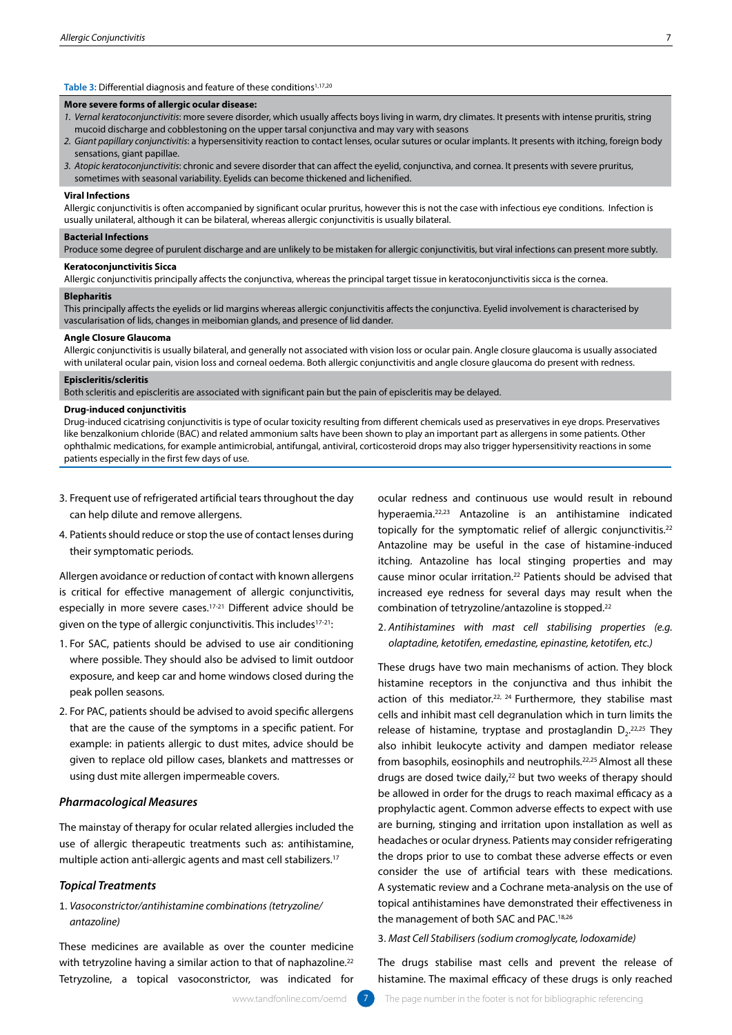**Table 3:** Differential diagnosis and feature of these conditions[1,17,20]

| |
|---|
| **More severe forms of allergic ocular disease:**<br>1. *Vernal keratoconjunctivitis*: more severe disorder, which usually affects boys living in warm, dry climates. It presents with intense pruritis, string mucoid discharge and cobblestoning on the upper tarsal conjunctiva and may vary with seasons<br>2. *Giant papillary conjunctivitis*: a hypersensitivity reaction to contact lenses, ocular sutures or ocular implants. It presents with itching, foreign body sensations, giant papillae.<br>3. *Atopic keratoconjunctivitis*: chronic and severe disorder that can affect the eyelid, conjunctiva, and cornea. It presents with severe pruritus, sometimes with seasonal variability. Eyelids can become thickened and lichenified. |
| **Viral Infections**<br>Allergic conjunctivitis is often accompanied by significant ocular pruritus, however this is not the case with infectious eye conditions. Infection is usually unilateral, although it can be bilateral, whereas allergic conjunctivitis is usually bilateral. |
| **Bacterial Infections**<br>Produce some degree of purulent discharge and are unlikely to be mistaken for allergic conjunctivitis, but viral infections can present more subtly. |
| **Keratoconjunctivitis Sicca**<br>Allergic conjunctivitis principally affects the conjunctiva, whereas the principal target tissue in keratoconjunctivitis sicca is the cornea. |
| **Blepharitis**<br>This principally affects the eyelids or lid margins whereas allergic conjunctivitis affects the conjunctiva. Eyelid involvement is characterised by vascularisation of lids, changes in meibomian glands, and presence of lid dander. |
| **Angle Closure Glaucoma**<br>Allergic conjunctivitis is usually bilateral, and generally not associated with vision loss or ocular pain. Angle closure glaucoma is usually associated with unilateral ocular pain, vision loss and corneal oedema. Both allergic conjunctivitis and angle closure glaucoma do present with redness. |
| **Episcleritis/scleritis**<br>Both scleritis and episcleritis are associated with significant pain but the pain of episcleritis may be delayed. |
| **Drug-induced conjunctivitis**<br>Drug-induced cicatrising conjunctivitis is type of ocular toxicity resulting from different chemicals used as preservatives in eye drops. Preservatives like benzalkonium chloride (BAC) and related ammonium salts have been shown to play an important part as allergens in some patients. Other ophthalmic medications, for example antimicrobial, antifungal, antiviral, corticosteroid drops may also trigger hypersensitivity reactions in some patients especially in the first few days of use. |

3. Frequent use of refrigerated artificial tears throughout the day can help dilute and remove allergens.
4. Patients should reduce or stop the use of contact lenses during their symptomatic periods.

Allergen avoidance or reduction of contact with known allergens is critical for effective management of allergic conjunctivitis, especially in more severe cases.[17-21] Different advice should be given on the type of allergic conjunctivitis. This includes[17-21]:

1. For SAC, patients should be advised to use air conditioning where possible. They should also be advised to limit outdoor exposure, and keep car and home windows closed during the peak pollen seasons.
2. For PAC, patients should be advised to avoid specific allergens that are the cause of the symptoms in a specific patient. For example: in patients allergic to dust mites, advice should be given to replace old pillow cases, blankets and mattresses or using dust mite allergen impermeable covers.

### *Pharmacological Measures*

The mainstay of therapy for ocular related allergies included the use of allergic therapeutic treatments such as: antihistamine, multiple action anti-allergic agents and mast cell stabilizers.[17]

### *Topical Treatments*

1. *Vasoconstrictor/antihistamine combinations (tetryzoline/antazoline)*

These medicines are available as over the counter medicine with tetryzoline having a similar action to that of naphazoline.[22] Tetryzoline, a topical vasoconstrictor, was indicated for ocular redness and continuous use would result in rebound hyperaemia.[22,23] Antazoline is an antihistamine indicated topically for the symptomatic relief of allergic conjunctivitis.[22] Antazoline may be useful in the case of histamine-induced itching. Antazoline has local stinging properties and may cause minor ocular irritation.[22] Patients should be advised that increased eye redness for several days may result when the combination of tetryzoline/antazoline is stopped.[22]

2. *Antihistamines with mast cell stabilising properties (e.g. olaptadine, ketotifen, emedastine, epinastine, ketotifen, etc.)*

These drugs have two main mechanisms of action. They block histamine receptors in the conjunctiva and thus inhibit the action of this mediator.[22, 24] Furthermore, they stabilise mast cells and inhibit mast cell degranulation which in turn limits the release of histamine, tryptase and prostaglandin $D_2$.[22,25] They also inhibit leukocyte activity and dampen mediator release from basophils, eosinophils and neutrophils.[22,25] Almost all these drugs are dosed twice daily,[22] but two weeks of therapy should be allowed in order for the drugs to reach maximal efficacy as a prophylactic agent. Common adverse effects to expect with use are burning, stinging and irritation upon installation as well as headaches or ocular dryness. Patients may consider refrigerating the drops prior to use to combat these adverse effects or even consider the use of artificial tears with these medications. A systematic review and a Cochrane meta-analysis on the use of topical antihistamines have demonstrated their effectiveness in the management of both SAC and PAC.[18,26]

3. *Mast Cell Stabilisers (sodium cromoglycate, lodoxamide)*

The drugs stabilise mast cells and prevent the release of histamine. The maximal efficacy of these drugs is only reached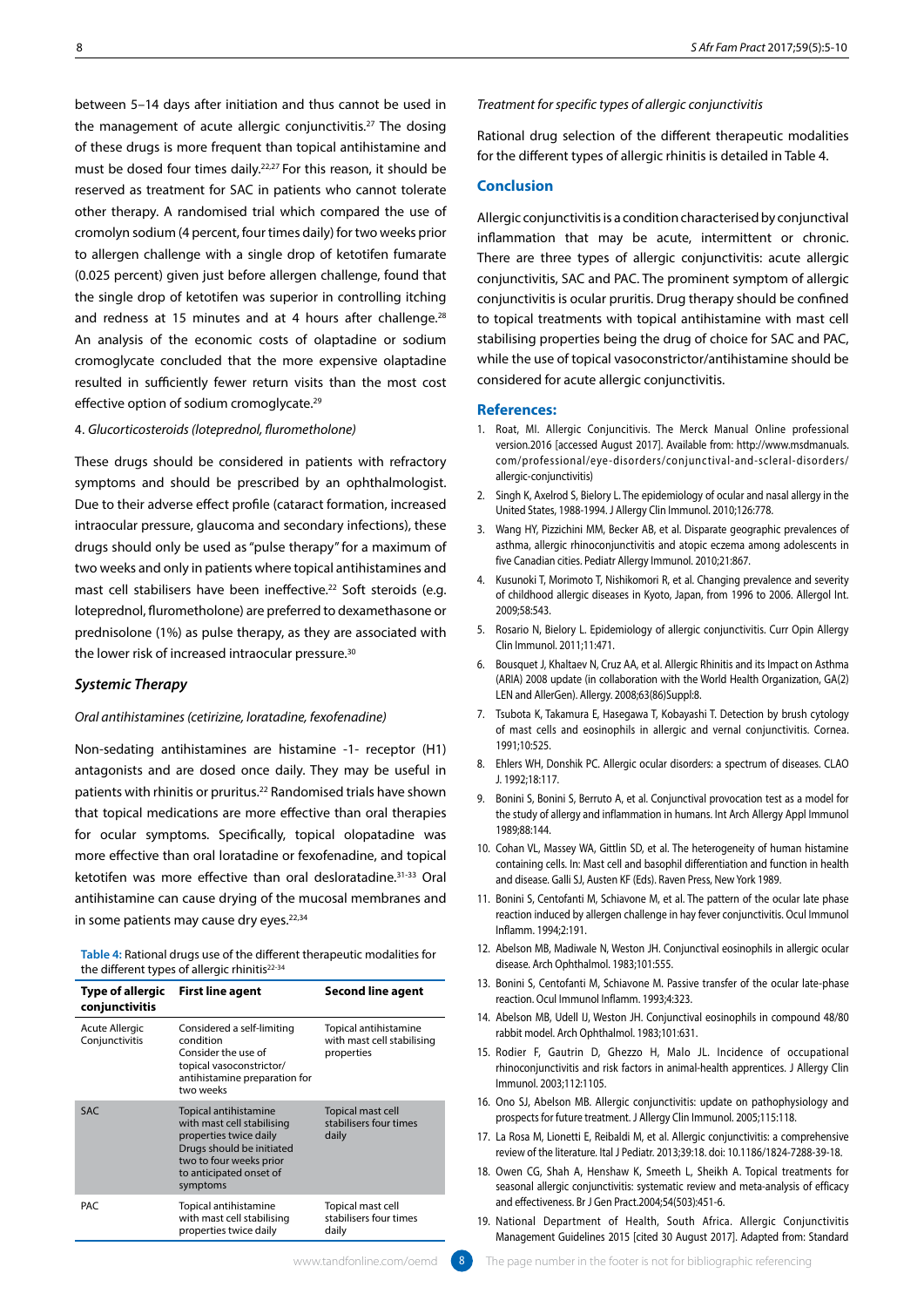between 5–14 days after initiation and thus cannot be used in the management of acute allergic conjunctivitis.[27] The dosing of these drugs is more frequent than topical antihistamine and must be dosed four times daily.[22,27] For this reason, it should be reserved as treatment for SAC in patients who cannot tolerate other therapy. A randomised trial which compared the use of cromolyn sodium (4 percent, four times daily) for two weeks prior to allergen challenge with a single drop of ketotifen fumarate (0.025 percent) given just before allergen challenge, found that the single drop of ketotifen was superior in controlling itching and redness at 15 minutes and at 4 hours after challenge.[28] An analysis of the economic costs of olaptadine or sodium cromoglycate concluded that the more expensive olaptadine resulted in sufficiently fewer return visits than the most cost effective option of sodium cromoglycate.[29]

4. *Glucorticosteroids (loteprednol, flurometholone)*

These drugs should be considered in patients with refractory symptoms and should be prescribed by an ophthalmologist. Due to their adverse effect profile (cataract formation, increased intraocular pressure, glaucoma and secondary infections), these drugs should only be used as "pulse therapy" for a maximum of two weeks and only in patients where topical antihistamines and mast cell stabilisers have been ineffective.[22] Soft steroids (e.g. loteprednol, flurometholone) are preferred to dexamethasone or prednisolone (1%) as pulse therapy, as they are associated with the lower risk of increased intraocular pressure.[30]

### Systemic Therapy

*Oral antihistamines (cetirizine, loratadine, fexofenadine)*

Non-sedating antihistamines are histamine -1- receptor (H1) antagonists and are dosed once daily. They may be useful in patients with rhinitis or pruritus.[22] Randomised trials have shown that topical medications are more effective than oral therapies for ocular symptoms. Specifically, topical olopatadine was more effective than oral loratadine or fexofenadine, and topical ketotifen was more effective than oral desloratadine.[31-33] Oral antihistamine can cause drying of the mucosal membranes and in some patients may cause dry eyes.[22,34]

**Table 4:** Rational drugs use of the different therapeutic modalities for the different types of allergic rhinitis[22-34]

| Type of allergic conjunctivitis | First line agent | Second line agent |
|---|---|---|
| Acute Allergic Conjunctivitis | Considered a self-limiting condition Consider the use of topical vasoconstrictor/ antihistamine preparation for two weeks | Topical antihistamine with mast cell stabilising properties |
| SAC | Topical antihistamine with mast cell stabilising properties twice daily Drugs should be initiated two to four weeks prior to anticipated onset of symptoms | Topical mast cell stabilisers four times daily |
| PAC | Topical antihistamine with mast cell stabilising properties twice daily | Topical mast cell stabilisers four times daily |

*Treatment for specific types of allergic conjunctivitis*

Rational drug selection of the different therapeutic modalities for the different types of allergic rhinitis is detailed in Table 4.

## Conclusion

Allergic conjunctivitis is a condition characterised by conjunctival inflammation that may be acute, intermittent or chronic. There are three types of allergic conjunctivitis: acute allergic conjunctivitis, SAC and PAC. The prominent symptom of allergic conjunctivitis is ocular pruritis. Drug therapy should be confined to topical treatments with topical antihistamine with mast cell stabilising properties being the drug of choice for SAC and PAC, while the use of topical vasoconstrictor/antihistamine should be considered for acute allergic conjunctivitis.

## References:

1. Roat, MI. Allergic Conjuncitivis. The Merck Manual Online professional version.2016 [accessed August 2017]. Available from: http://www.msdmanuals.com/professional/eye-disorders/conjunctival-and-scleral-disorders/allergic-conjunctivitis)
2. Singh K, Axelrod S, Bielory L. The epidemiology of ocular and nasal allergy in the United States, 1988-1994. J Allergy Clin Immunol. 2010;126:778.
3. Wang HY, Pizzichini MM, Becker AB, et al. Disparate geographic prevalences of asthma, allergic rhinoconjunctivitis and atopic eczema among adolescents in five Canadian cities. Pediatr Allergy Immunol. 2010;21:867.
4. Kusunoki T, Morimoto T, Nishikomori R, et al. Changing prevalence and severity of childhood allergic diseases in Kyoto, Japan, from 1996 to 2006. Allergol Int. 2009;58:543.
5. Rosario N, Bielory L. Epidemiology of allergic conjunctivitis. Curr Opin Allergy Clin Immunol. 2011;11:471.
6. Bousquet J, Khaltaev N, Cruz AA, et al. Allergic Rhinitis and its Impact on Asthma (ARIA) 2008 update (in collaboration with the World Health Organization, GA(2) LEN and AllerGen). Allergy. 2008;63(86)Suppl:8.
7. Tsubota K, Takamura E, Hasegawa T, Kobayashi T. Detection by brush cytology of mast cells and eosinophils in allergic and vernal conjunctivitis. Cornea. 1991;10:525.
8. Ehlers WH, Donshik PC. Allergic ocular disorders: a spectrum of diseases. CLAO J. 1992;18:117.
9. Bonini S, Bonini S, Berruto A, et al. Conjunctival provocation test as a model for the study of allergy and inflammation in humans. Int Arch Allergy Appl Immunol 1989;88:144.
10. Cohan VL, Massey WA, Gittlin SD, et al. The heterogeneity of human histamine containing cells. In: Mast cell and basophil differentiation and function in health and disease. Galli SJ, Austen KF (Eds). Raven Press, New York 1989.
11. Bonini S, Centofanti M, Schiavone M, et al. The pattern of the ocular late phase reaction induced by allergen challenge in hay fever conjunctivitis. Ocul Immunol Inflamm. 1994;2:191.
12. Abelson MB, Madiwale N, Weston JH. Conjunctival eosinophils in allergic ocular disease. Arch Ophthalmol. 1983;101:555.
13. Bonini S, Centofanti M, Schiavone M. Passive transfer of the ocular late-phase reaction. Ocul Immunol Inflamm. 1993;4:323.
14. Abelson MB, Udell IJ, Weston JH. Conjunctival eosinophils in compound 48/80 rabbit model. Arch Ophthalmol. 1983;101:631.
15. Rodier F, Gautrin D, Ghezzo H, Malo JL. Incidence of occupational rhinoconjunctivitis and risk factors in animal-health apprentices. J Allergy Clin Immunol. 2003;112:1105.
16. Ono SJ, Abelson MB. Allergic conjunctivitis: update on pathophysiology and prospects for future treatment. J Allergy Clin Immunol. 2005;115:118.
17. La Rosa M, Lionetti E, Reibaldi M, et al. Allergic conjunctivitis: a comprehensive review of the literature. Ital J Pediatr. 2013;39:18. doi: 10.1186/1824-7288-39-18.
18. Owen CG, Shah A, Henshaw K, Smeeth L, Sheikh A. Topical treatments for seasonal allergic conjunctivitis: systematic review and meta-analysis of efficacy and effectiveness. Br J Gen Pract.2004;54(503):451-6.
19. National Department of Health, South Africa. Allergic Conjunctivitis Management Guidelines 2015 [cited 30 August 2017]. Adapted from: Standard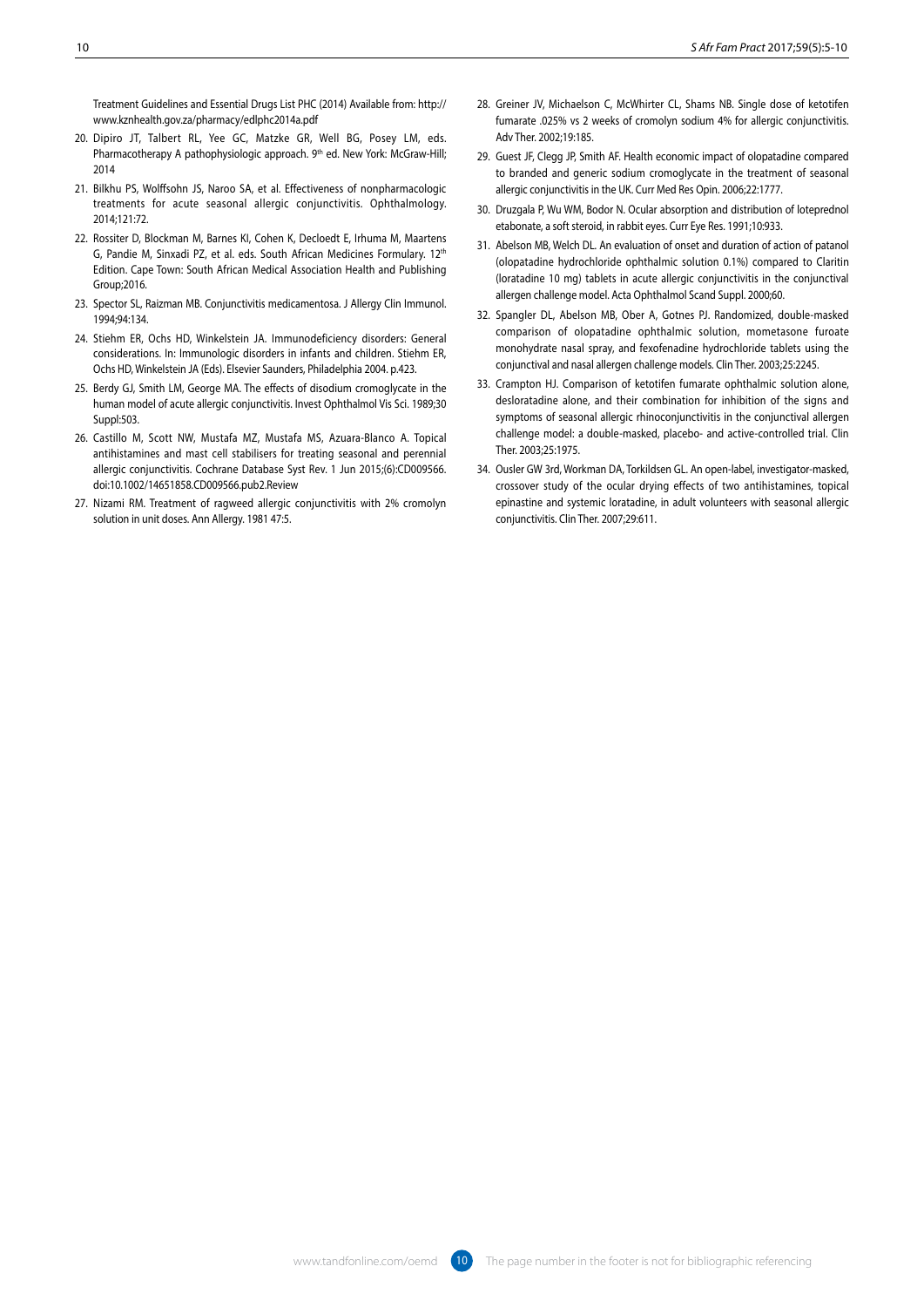Treatment Guidelines and Essential Drugs List PHC (2014) Available from: http://www.kznhealth.gov.za/pharmacy/edlphc2014a.pdf

20. Dipiro JT, Talbert RL, Yee GC, Matzke GR, Well BG, Posey LM, eds. Pharmacotherapy A pathophysiologic approach. 9th ed. New York: McGraw-Hill; 2014
21. Bilkhu PS, Wolffsohn JS, Naroo SA, et al. Effectiveness of nonpharmacologic treatments for acute seasonal allergic conjunctivitis. Ophthalmology. 2014;121:72.
22. Rossiter D, Blockman M, Barnes KI, Cohen K, Decloedt E, Irhuma M, Maartens G, Pandie M, Sinxadi PZ, et al. eds. South African Medicines Formulary. 12th Edition. Cape Town: South African Medical Association Health and Publishing Group;2016.
23. Spector SL, Raizman MB. Conjunctivitis medicamentosa. J Allergy Clin Immunol. 1994;94:134.
24. Stiehm ER, Ochs HD, Winkelstein JA. Immunodeficiency disorders: General considerations. In: Immunologic disorders in infants and children. Stiehm ER, Ochs HD, Winkelstein JA (Eds). Elsevier Saunders, Philadelphia 2004. p.423.
25. Berdy GJ, Smith LM, George MA. The effects of disodium cromoglycate in the human model of acute allergic conjunctivitis. Invest Ophthalmol Vis Sci. 1989;30 Suppl:503.
26. Castillo M, Scott NW, Mustafa MZ, Mustafa MS, Azuara-Blanco A. Topical antihistamines and mast cell stabilisers for treating seasonal and perennial allergic conjunctivitis. Cochrane Database Syst Rev. 1 Jun 2015;(6):CD009566. doi:10.1002/14651858.CD009566.pub2.Review
27. Nizami RM. Treatment of ragweed allergic conjunctivitis with 2% cromolyn solution in unit doses. Ann Allergy. 1981 47:5.
28. Greiner JV, Michaelson C, McWhirter CL, Shams NB. Single dose of ketotifen fumarate .025% vs 2 weeks of cromolyn sodium 4% for allergic conjunctivitis. Adv Ther. 2002;19:185.
29. Guest JF, Clegg JP, Smith AF. Health economic impact of olopatadine compared to branded and generic sodium cromoglycate in the treatment of seasonal allergic conjunctivitis in the UK. Curr Med Res Opin. 2006;22:1777.
30. Druzgala P, Wu WM, Bodor N. Ocular absorption and distribution of loteprednol etabonate, a soft steroid, in rabbit eyes. Curr Eye Res. 1991;10:933.
31. Abelson MB, Welch DL. An evaluation of onset and duration of action of patanol (olopatadine hydrochloride ophthalmic solution 0.1%) compared to Claritin (loratadine 10 mg) tablets in acute allergic conjunctivitis in the conjunctival allergen challenge model. Acta Ophthalmol Scand Suppl. 2000;60.
32. Spangler DL, Abelson MB, Ober A, Gotnes PJ. Randomized, double-masked comparison of olopatadine ophthalmic solution, mometasone furoate monohydrate nasal spray, and fexofenadine hydrochloride tablets using the conjunctival and nasal allergen challenge models. Clin Ther. 2003;25:2245.
33. Crampton HJ. Comparison of ketotifen fumarate ophthalmic solution alone, desloratadine alone, and their combination for inhibition of the signs and symptoms of seasonal allergic rhinoconjunctivitis in the conjunctival allergen challenge model: a double-masked, placebo- and active-controlled trial. Clin Ther. 2003;25:1975.
34. Ousler GW 3rd, Workman DA, Torkildsen GL. An open-label, investigator-masked, crossover study of the ocular drying effects of two antihistamines, topical epinastine and systemic loratadine, in adult volunteers with seasonal allergic conjunctivitis. Clin Ther. 2007;29:611.